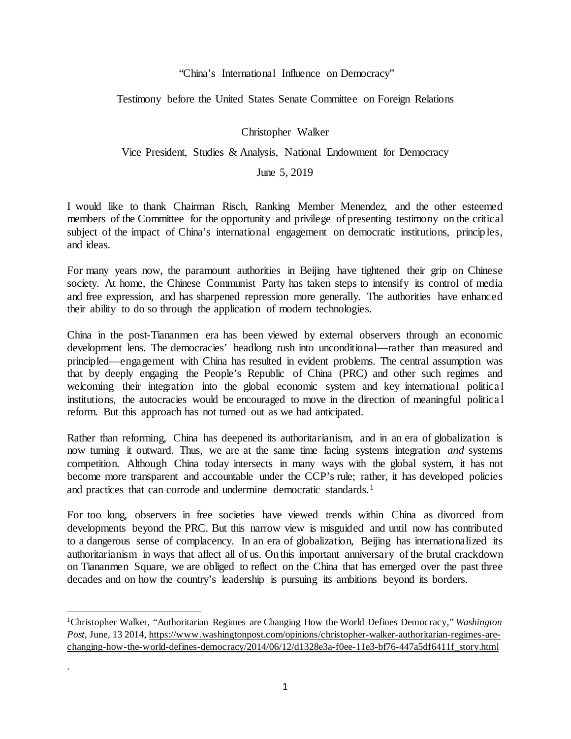"China's International Influence on Democracy"

Testimony before the United States Senate Committee on Foreign Relations

Christopher Walker

Vice President, Studies & Analysis, National Endowment for Democracy

June 5, 2019

I would like to thank Chairman Risch, Ranking Member Menendez, and the other esteemed members of the Committee for the opportunity and privilege of presenting testimony on the critical subject of the impact of China's international engagement on democratic institutions, principles, and ideas.

For many years now, the paramount authorities in Beijing have tightened their grip on Chinese society. At home, the Chinese Communist Party has taken steps to intensify its control of media and free expression, and has sharpened repression more generally. The authorities have enhanced their ability to do so through the application of modern technologies.

China in the post-Tiananmen era has been viewed by external observers through an economic development lens. The democracies' headlong rush into unconditional—rather than measured and principled—engagement with China has resulted in evident problems. The central assumption was that by deeply engaging the People's Republic of China (PRC) and other such regimes and welcoming their integration into the global economic system and key international political institutions, the autocracies would be encouraged to move in the direction of meaningful political reform. But this approach has not turned out as we had anticipated.

Rather than reforming, China has deepened its authoritarianism, and in an era of globalization is now turning it outward. Thus, we are at the same time facing systems integration *and* systems competition. Although China today intersects in many ways with the global system, it has not become more transparent and accountable under the CCP's rule; rather, it has developed policies and practices that can corrode and undermine democratic standards.[1]

For too long, observers in free societies have viewed trends within China as divorced from developments beyond the PRC. But this narrow view is misguided and until now has contributed to a dangerous sense of complacency. In an era of globalization, Beijing has internationalized its authoritarianism in ways that affect all of us. On this important anniversary of the brutal crackdown on Tiananmen Square, we are obliged to reflect on the China that has emerged over the past three decades and on how the country's leadership is pursuing its ambitions beyond its borders.

---

[1]Christopher Walker, "Authoritarian Regimes are Changing How the World Defines Democracy," *Washington Post*, June, 13 2014, https://www.washingtonpost.com/opinions/christopher-walker-authoritarian-regimes-are-changing-how-the-world-defines-democracy/2014/06/12/d1328e3a-f0ee-11e3-bf76-447a5df6411f_story.html

.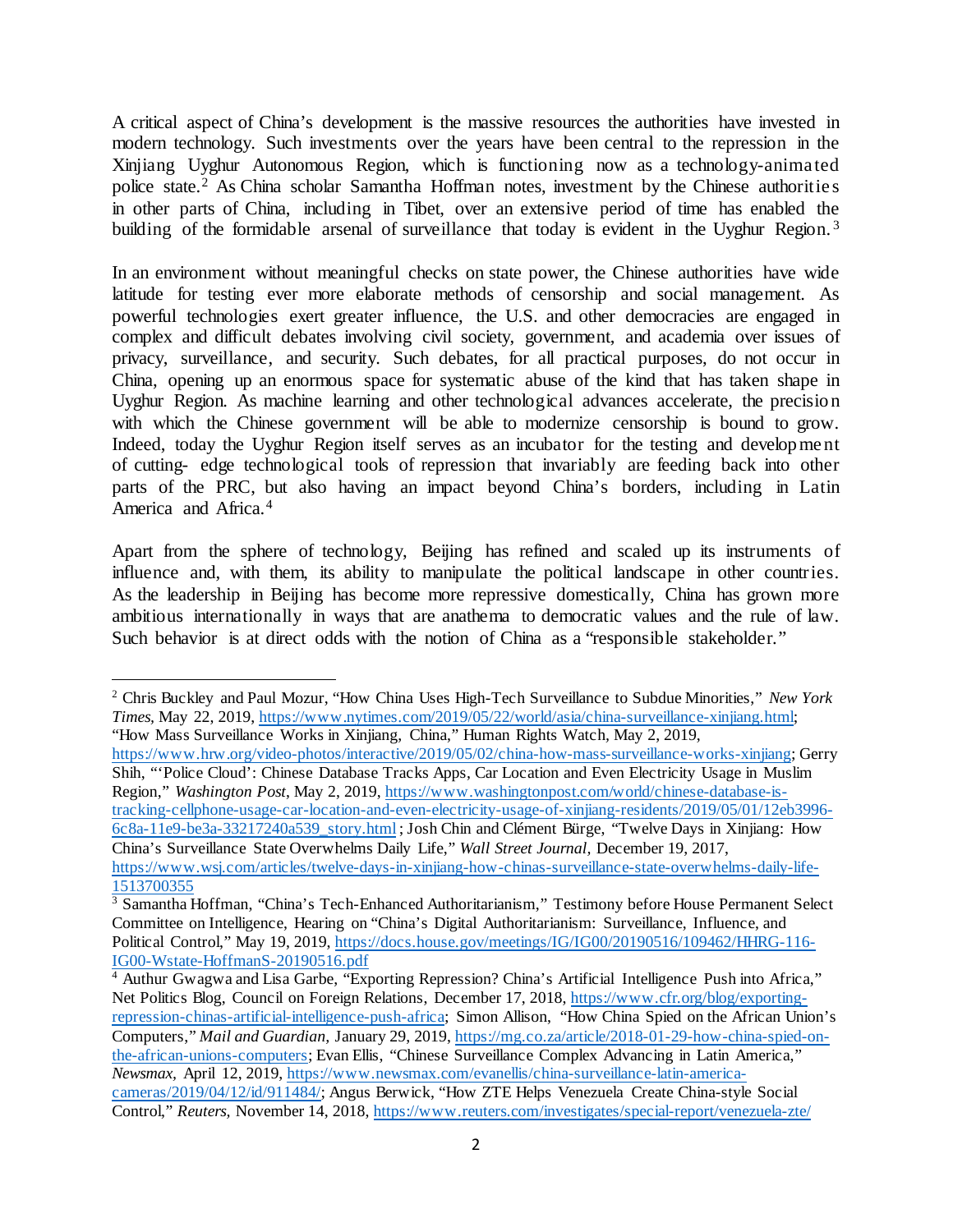A critical aspect of China's development is the massive resources the authorities have invested in modern technology. Such investments over the years have been central to the repression in the Xinjiang Uyghur Autonomous Region, which is functioning now as a technology-animated police state.[2] As China scholar Samantha Hoffman notes, investment by the Chinese authorities in other parts of China, including in Tibet, over an extensive period of time has enabled the building of the formidable arsenal of surveillance that today is evident in the Uyghur Region.[3]

In an environment without meaningful checks on state power, the Chinese authorities have wide latitude for testing ever more elaborate methods of censorship and social management. As powerful technologies exert greater influence, the U.S. and other democracies are engaged in complex and difficult debates involving civil society, government, and academia over issues of privacy, surveillance, and security. Such debates, for all practical purposes, do not occur in China, opening up an enormous space for systematic abuse of the kind that has taken shape in Uyghur Region. As machine learning and other technological advances accelerate, the precision with which the Chinese government will be able to modernize censorship is bound to grow. Indeed, today the Uyghur Region itself serves as an incubator for the testing and development of cutting- edge technological tools of repression that invariably are feeding back into other parts of the PRC, but also having an impact beyond China's borders, including in Latin America and Africa.[4]

Apart from the sphere of technology, Beijing has refined and scaled up its instruments of influence and, with them, its ability to manipulate the political landscape in other countries. As the leadership in Beijing has become more repressive domestically, China has grown more ambitious internationally in ways that are anathema to democratic values and the rule of law. Such behavior is at direct odds with the notion of China as a "responsible stakeholder."

---

[2] Chris Buckley and Paul Mozur, "How China Uses High-Tech Surveillance to Subdue Minorities," *New York Times*, May 22, 2019, https://www.nytimes.com/2019/05/22/world/asia/china-surveillance-xinjiang.html; "How Mass Surveillance Works in Xinjiang, China," Human Rights Watch, May 2, 2019, https://www.hrw.org/video-photos/interactive/2019/05/02/china-how-mass-surveillance-works-xinjiang; Gerry Shih, "'Police Cloud': Chinese Database Tracks Apps, Car Location and Even Electricity Usage in Muslim Region," *Washington Post*, May 2, 2019, https://www.washingtonpost.com/world/chinese-database-is-tracking-cellphone-usage-car-location-and-even-electricity-usage-of-xinjiang-residents/2019/05/01/12eb3996-6c8a-11e9-be3a-33217240a539_story.html ; Josh Chin and Clément Bürge, "Twelve Days in Xinjiang: How China's Surveillance State Overwhelms Daily Life," *Wall Street Journal*, December 19, 2017, https://www.wsj.com/articles/twelve-days-in-xinjiang-how-chinas-surveillance-state-overwhelms-daily-life-1513700355

[3] Samantha Hoffman, "China's Tech-Enhanced Authoritarianism," Testimony before House Permanent Select Committee on Intelligence, Hearing on "China's Digital Authoritarianism: Surveillance, Influence, and Political Control," May 19, 2019, https://docs.house.gov/meetings/IG/IG00/20190516/109462/HHRG-116-IG00-Wstate-HoffmanS-20190516.pdf

[4] Authur Gwagwa and Lisa Garbe, "Exporting Repression? China's Artificial Intelligence Push into Africa," Net Politics Blog, Council on Foreign Relations, December 17, 2018, https://www.cfr.org/blog/exporting-repression-chinas-artificial-intelligence-push-africa; Simon Allison, "How China Spied on the African Union's Computers," *Mail and Guardian*, January 29, 2019, https://mg.co.za/article/2018-01-29-how-china-spied-on-the-african-unions-computers; Evan Ellis, "Chinese Surveillance Complex Advancing in Latin America," *Newsmax*, April 12, 2019, https://www.newsmax.com/evanellis/china-surveillance-latin-america-cameras/2019/04/12/id/911484/; Angus Berwick, "How ZTE Helps Venezuela Create China-style Social Control," *Reuters*, November 14, 2018, https://www.reuters.com/investigates/special-report/venezuela-zte/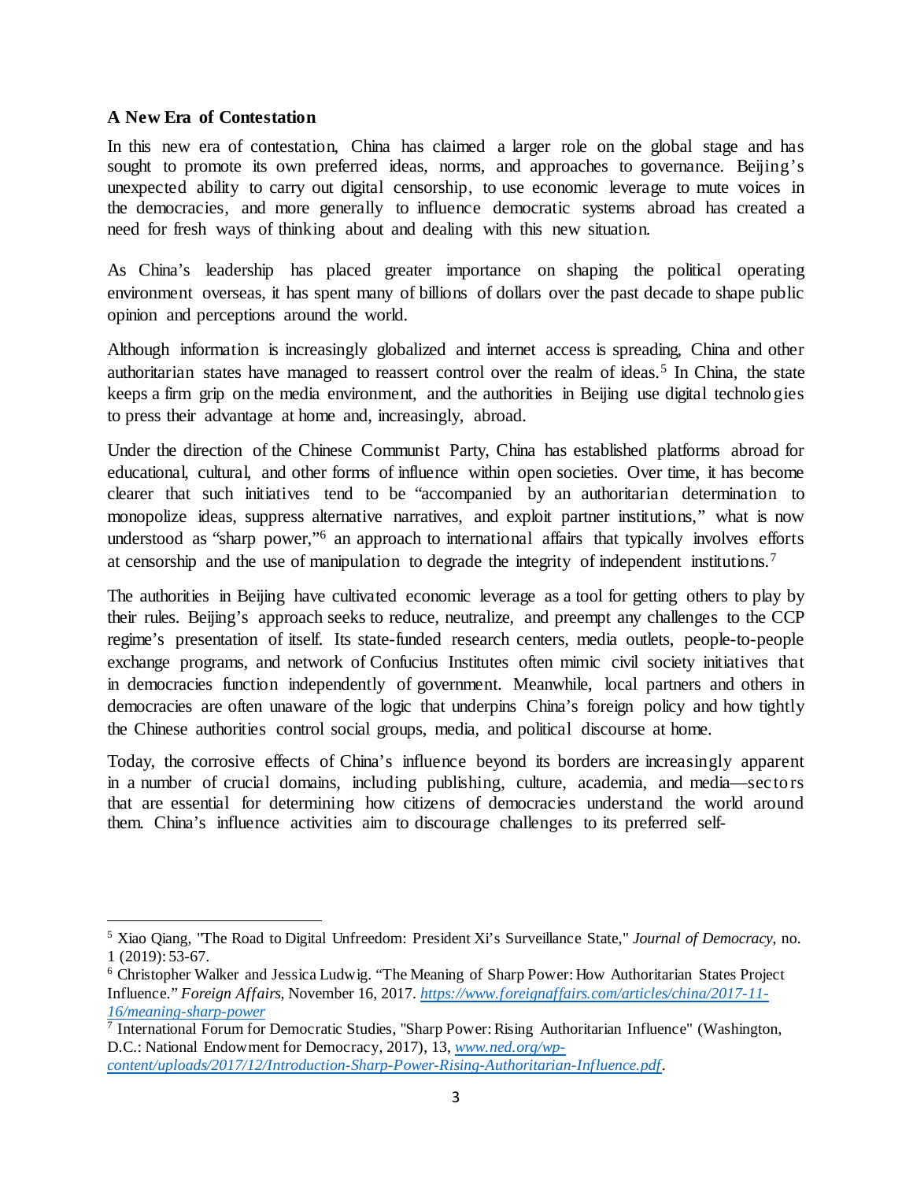**A New Era of Contestation**

In this new era of contestation, China has claimed a larger role on the global stage and has sought to promote its own preferred ideas, norms, and approaches to governance. Beijing's unexpected ability to carry out digital censorship, to use economic leverage to mute voices in the democracies, and more generally to influence democratic systems abroad has created a need for fresh ways of thinking about and dealing with this new situation.

As China's leadership has placed greater importance on shaping the political operating environment overseas, it has spent many of billions of dollars over the past decade to shape public opinion and perceptions around the world.

Although information is increasingly globalized and internet access is spreading, China and other authoritarian states have managed to reassert control over the realm of ideas.[5] In China, the state keeps a firm grip on the media environment, and the authorities in Beijing use digital technologies to press their advantage at home and, increasingly, abroad.

Under the direction of the Chinese Communist Party, China has established platforms abroad for educational, cultural, and other forms of influence within open societies. Over time, it has become clearer that such initiatives tend to be "accompanied by an authoritarian determination to monopolize ideas, suppress alternative narratives, and exploit partner institutions," what is now understood as "sharp power,"[6] an approach to international affairs that typically involves efforts at censorship and the use of manipulation to degrade the integrity of independent institutions.[7]

The authorities in Beijing have cultivated economic leverage as a tool for getting others to play by their rules. Beijing's approach seeks to reduce, neutralize, and preempt any challenges to the CCP regime's presentation of itself. Its state-funded research centers, media outlets, people-to-people exchange programs, and network of Confucius Institutes often mimic civil society initiatives that in democracies function independently of government. Meanwhile, local partners and others in democracies are often unaware of the logic that underpins China's foreign policy and how tightly the Chinese authorities control social groups, media, and political discourse at home.

Today, the corrosive effects of China's influence beyond its borders are increasingly apparent in a number of crucial domains, including publishing, culture, academia, and media—sectors that are essential for determining how citizens of democracies understand the world around them. China's influence activities aim to discourage challenges to its preferred self-

---

[5] Xiao Qiang, "The Road to Digital Unfreedom: President Xi's Surveillance State," *Journal of Democracy,* no. 1 (2019): 53-67.

[6] Christopher Walker and Jessica Ludwig. "The Meaning of Sharp Power: How Authoritarian States Project Influence." *Foreign Affairs,* November 16, 2017. https://www.foreignaffairs.com/articles/china/2017-11-16/meaning-sharp-power

[7] International Forum for Democratic Studies, "Sharp Power: Rising Authoritarian Influence" (Washington, D.C.: National Endowment for Democracy, 2017), 13, www.ned.org/wp-content/uploads/2017/12/Introduction-Sharp-Power-Rising-Authoritarian-Influence.pdf.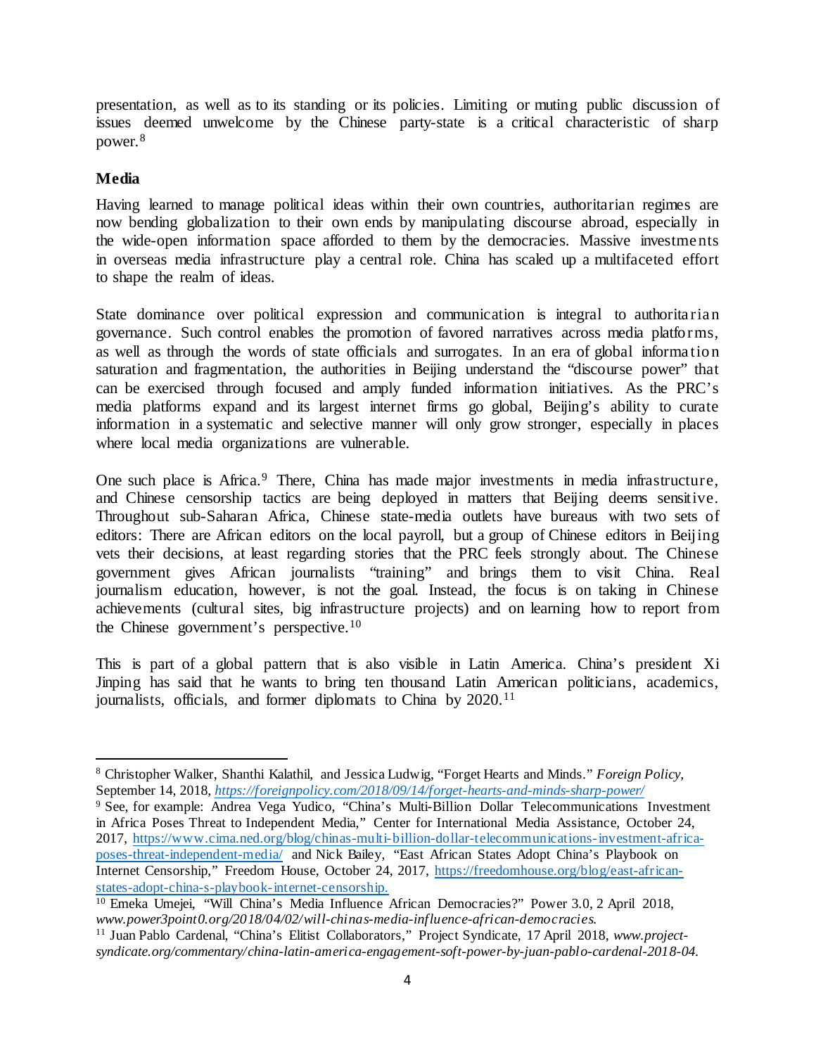presentation, as well as to its standing or its policies. Limiting or muting public discussion of issues deemed unwelcome by the Chinese party-state is a critical characteristic of sharp power.[8]

**Media**

Having learned to manage political ideas within their own countries, authoritarian regimes are now bending globalization to their own ends by manipulating discourse abroad, especially in the wide-open information space afforded to them by the democracies. Massive investments in overseas media infrastructure play a central role. China has scaled up a multifaceted effort to shape the realm of ideas.

State dominance over political expression and communication is integral to authoritarian governance. Such control enables the promotion of favored narratives across media platforms, as well as through the words of state officials and surrogates. In an era of global information saturation and fragmentation, the authorities in Beijing understand the "discourse power" that can be exercised through focused and amply funded information initiatives. As the PRC's media platforms expand and its largest internet firms go global, Beijing's ability to curate information in a systematic and selective manner will only grow stronger, especially in places where local media organizations are vulnerable.

One such place is Africa.[9] There, China has made major investments in media infrastructure, and Chinese censorship tactics are being deployed in matters that Beijing deems sensitive. Throughout sub-Saharan Africa, Chinese state-media outlets have bureaus with two sets of editors: There are African editors on the local payroll, but a group of Chinese editors in Beijing vets their decisions, at least regarding stories that the PRC feels strongly about. The Chinese government gives African journalists "training" and brings them to visit China. Real journalism education, however, is not the goal. Instead, the focus is on taking in Chinese achievements (cultural sites, big infrastructure projects) and on learning how to report from the Chinese government's perspective.[10]

This is part of a global pattern that is also visible in Latin America. China's president Xi Jinping has said that he wants to bring ten thousand Latin American politicians, academics, journalists, officials, and former diplomats to China by 2020.[11]

---

[8] Christopher Walker, Shanthi Kalathil, and Jessica Ludwig, "Forget Hearts and Minds." *Foreign Policy*, September 14, 2018, *https://foreignpolicy.com/2018/09/14/forget-hearts-and-minds-sharp-power/*

[9] See, for example: Andrea Vega Yudico, "China's Multi-Billion Dollar Telecommunications Investment in Africa Poses Threat to Independent Media," Center for International Media Assistance, October 24, 2017, https://www.cima.ned.org/blog/chinas-multi-billion-dollar-telecommunications-investment-africa-poses-threat-independent-media/ and Nick Bailey, "East African States Adopt China's Playbook on Internet Censorship," Freedom House, October 24, 2017, https://freedomhouse.org/blog/east-african-states-adopt-china-s-playbook-internet-censorship.

[10] Emeka Umejei, "Will China's Media Influence African Democracies?" Power 3.0, 2 April 2018, *www.power3point0.org/2018/04/02/will-chinas-media-influence-african-democracies.*

[11] Juan Pablo Cardenal, "China's Elitist Collaborators," Project Syndicate, 17 April 2018, *www.project-syndicate.org/commentary/china-latin-america-engagement-soft-power-by-juan-pablo-cardenal-2018-04.*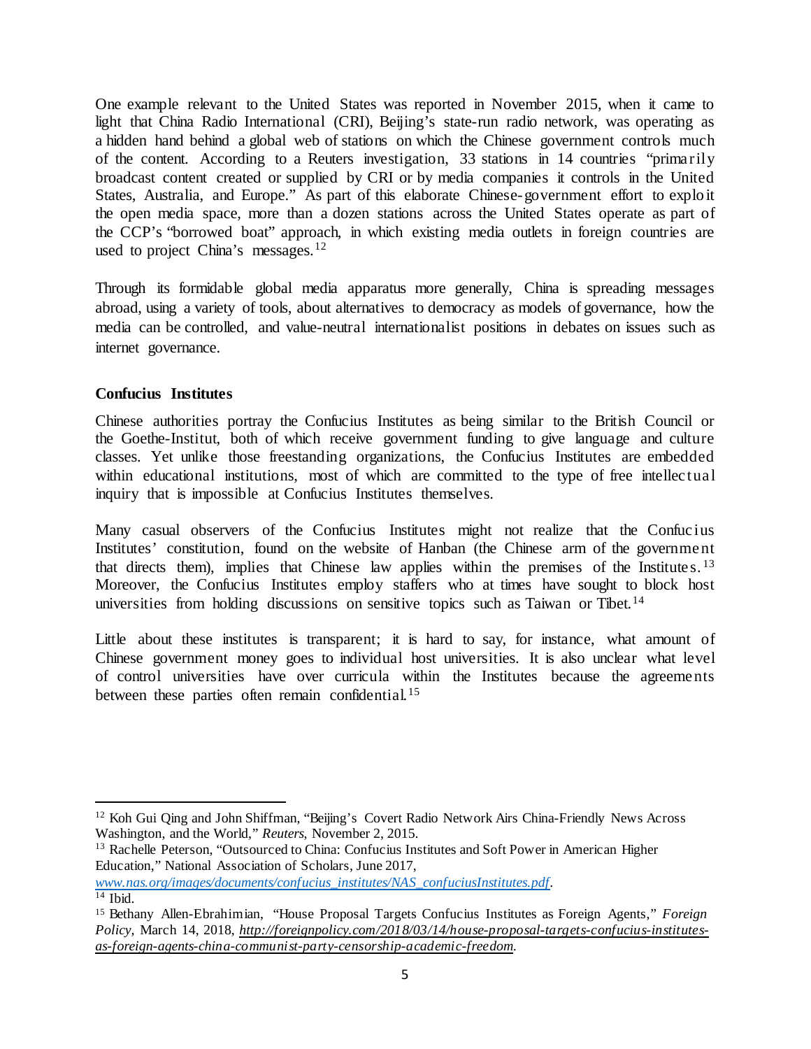One example relevant to the United States was reported in November 2015, when it came to light that China Radio International (CRI), Beijing's state-run radio network, was operating as a hidden hand behind a global web of stations on which the Chinese government controls much of the content. According to a Reuters investigation, 33 stations in 14 countries "primarily broadcast content created or supplied by CRI or by media companies it controls in the United States, Australia, and Europe." As part of this elaborate Chinese-government effort to exploit the open media space, more than a dozen stations across the United States operate as part of the CCP's "borrowed boat" approach, in which existing media outlets in foreign countries are used to project China's messages.[12]

Through its formidable global media apparatus more generally, China is spreading messages abroad, using a variety of tools, about alternatives to democracy as models of governance, how the media can be controlled, and value-neutral internationalist positions in debates on issues such as internet governance.

**Confucius Institutes**

Chinese authorities portray the Confucius Institutes as being similar to the British Council or the Goethe-Institut, both of which receive government funding to give language and culture classes. Yet unlike those freestanding organizations, the Confucius Institutes are embedded within educational institutions, most of which are committed to the type of free intellectual inquiry that is impossible at Confucius Institutes themselves.

Many casual observers of the Confucius Institutes might not realize that the Confucius Institutes' constitution, found on the website of Hanban (the Chinese arm of the government that directs them), implies that Chinese law applies within the premises of the Institutes.[13] Moreover, the Confucius Institutes employ staffers who at times have sought to block host universities from holding discussions on sensitive topics such as Taiwan or Tibet.[14]

Little about these institutes is transparent; it is hard to say, for instance, what amount of Chinese government money goes to individual host universities. It is also unclear what level of control universities have over curricula within the Institutes because the agreements between these parties often remain confidential.[15]

---

[12] Koh Gui Qing and John Shiffman, "Beijing's Covert Radio Network Airs China-Friendly News Across Washington, and the World," *Reuters*, November 2, 2015.

[13] Rachelle Peterson, "Outsourced to China: Confucius Institutes and Soft Power in American Higher Education," National Association of Scholars, June 2017, *www.nas.org/images/documents/confucius_institutes/NAS_confuciusInstitutes.pdf*.

[14] Ibid.

[15] Bethany Allen-Ebrahimian, "House Proposal Targets Confucius Institutes as Foreign Agents," *Foreign Policy*, March 14, 2018, *http://foreignpolicy.com/2018/03/14/house-proposal-targets-confucius-institutes-as-foreign-agents-china-communist-party-censorship-academic-freedom*.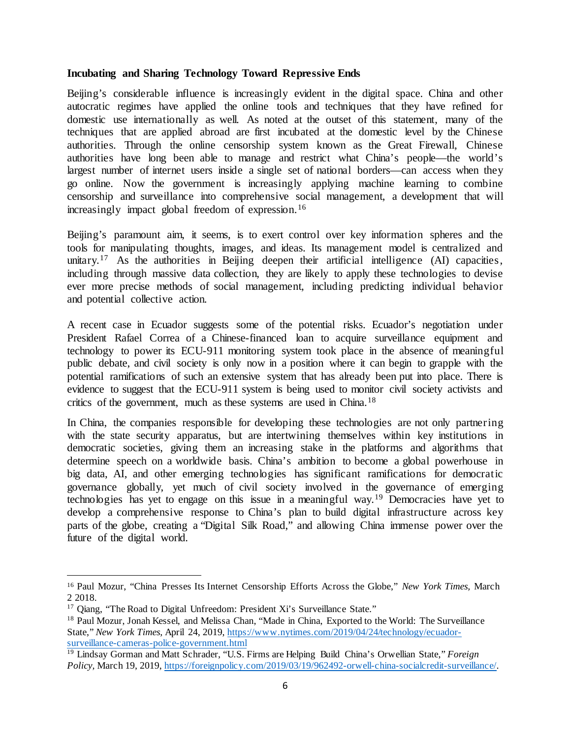**Incubating and Sharing Technology Toward Repressive Ends**

Beijing's considerable influence is increasingly evident in the digital space. China and other autocratic regimes have applied the online tools and techniques that they have refined for domestic use internationally as well. As noted at the outset of this statement, many of the techniques that are applied abroad are first incubated at the domestic level by the Chinese authorities. Through the online censorship system known as the Great Firewall, Chinese authorities have long been able to manage and restrict what China's people—the world's largest number of internet users inside a single set of national borders—can access when they go online. Now the government is increasingly applying machine learning to combine censorship and surveillance into comprehensive social management, a development that will increasingly impact global freedom of expression.[16]

Beijing's paramount aim, it seems, is to exert control over key information spheres and the tools for manipulating thoughts, images, and ideas. Its management model is centralized and unitary.[17] As the authorities in Beijing deepen their artificial intelligence (AI) capacities, including through massive data collection, they are likely to apply these technologies to devise ever more precise methods of social management, including predicting individual behavior and potential collective action.

A recent case in Ecuador suggests some of the potential risks. Ecuador's negotiation under President Rafael Correa of a Chinese-financed loan to acquire surveillance equipment and technology to power its ECU-911 monitoring system took place in the absence of meaningful public debate, and civil society is only now in a position where it can begin to grapple with the potential ramifications of such an extensive system that has already been put into place. There is evidence to suggest that the ECU-911 system is being used to monitor civil society activists and critics of the government, much as these systems are used in China.[18]

In China, the companies responsible for developing these technologies are not only partnering with the state security apparatus, but are intertwining themselves within key institutions in democratic societies, giving them an increasing stake in the platforms and algorithms that determine speech on a worldwide basis. China's ambition to become a global powerhouse in big data, AI, and other emerging technologies has significant ramifications for democratic governance globally, yet much of civil society involved in the governance of emerging technologies has yet to engage on this issue in a meaningful way.[19] Democracies have yet to develop a comprehensive response to China's plan to build digital infrastructure across key parts of the globe, creating a "Digital Silk Road," and allowing China immense power over the future of the digital world.

---

[16] Paul Mozur, "China Presses Its Internet Censorship Efforts Across the Globe," *New York Times,* March 2 2018.

[17] Qiang, "The Road to Digital Unfreedom: President Xi's Surveillance State."

[18] Paul Mozur, Jonah Kessel, and Melissa Chan, "Made in China, Exported to the World: The Surveillance State," *New York Times,* April 24, 2019, https://www.nytimes.com/2019/04/24/technology/ecuador-surveillance-cameras-police-government.html

[19] Lindsay Gorman and Matt Schrader, "U.S. Firms are Helping Build China's Orwellian State," *Foreign Policy,* March 19, 2019, https://foreignpolicy.com/2019/03/19/962492-orwell-china-socialcredit-surveillance/.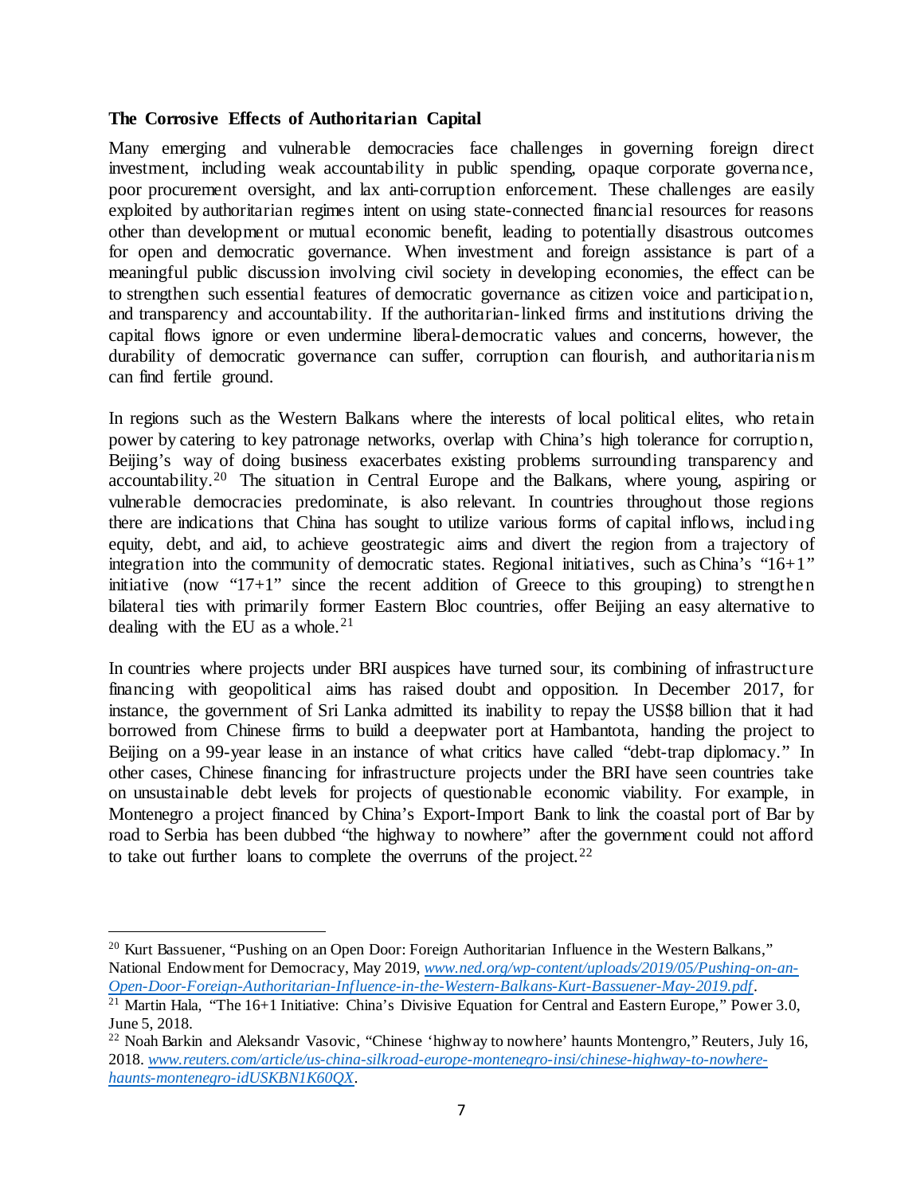**The Corrosive Effects of Authoritarian Capital**

Many emerging and vulnerable democracies face challenges in governing foreign direct investment, including weak accountability in public spending, opaque corporate governance, poor procurement oversight, and lax anti-corruption enforcement. These challenges are easily exploited by authoritarian regimes intent on using state-connected financial resources for reasons other than development or mutual economic benefit, leading to potentially disastrous outcomes for open and democratic governance. When investment and foreign assistance is part of a meaningful public discussion involving civil society in developing economies, the effect can be to strengthen such essential features of democratic governance as citizen voice and participation, and transparency and accountability. If the authoritarian-linked firms and institutions driving the capital flows ignore or even undermine liberal-democratic values and concerns, however, the durability of democratic governance can suffer, corruption can flourish, and authoritarianism can find fertile ground.

In regions such as the Western Balkans where the interests of local political elites, who retain power by catering to key patronage networks, overlap with China's high tolerance for corruption, Beijing's way of doing business exacerbates existing problems surrounding transparency and accountability.[20] The situation in Central Europe and the Balkans, where young, aspiring or vulnerable democracies predominate, is also relevant. In countries throughout those regions there are indications that China has sought to utilize various forms of capital inflows, including equity, debt, and aid, to achieve geostrategic aims and divert the region from a trajectory of integration into the community of democratic states. Regional initiatives, such as China's "16+1" initiative (now "17+1" since the recent addition of Greece to this grouping) to strengthen bilateral ties with primarily former Eastern Bloc countries, offer Beijing an easy alternative to dealing with the EU as a whole.[21]

In countries where projects under BRI auspices have turned sour, its combining of infrastructure financing with geopolitical aims has raised doubt and opposition. In December 2017, for instance, the government of Sri Lanka admitted its inability to repay the US$8 billion that it had borrowed from Chinese firms to build a deepwater port at Hambantota, handing the project to Beijing on a 99-year lease in an instance of what critics have called "debt-trap diplomacy." In other cases, Chinese financing for infrastructure projects under the BRI have seen countries take on unsustainable debt levels for projects of questionable economic viability. For example, in Montenegro a project financed by China's Export-Import Bank to link the coastal port of Bar by road to Serbia has been dubbed "the highway to nowhere" after the government could not afford to take out further loans to complete the overruns of the project.[22]

---

[20] Kurt Bassuener, "Pushing on an Open Door: Foreign Authoritarian Influence in the Western Balkans," National Endowment for Democracy, May 2019, *www.ned.org/wp-content/uploads/2019/05/Pushing-on-an-Open-Door-Foreign-Authoritarian-Influence-in-the-Western-Balkans-Kurt-Bassuener-May-2019.pdf*.

[21] Martin Hala, "The 16+1 Initiative: China's Divisive Equation for Central and Eastern Europe," Power 3.0, June 5, 2018.

[22] Noah Barkin and Aleksandr Vasovic, "Chinese 'highway to nowhere' haunts Montengro," Reuters, July 16, 2018. *www.reuters.com/article/us-china-silkroad-europe-montenegro-insi/chinese-highway-to-nowhere-haunts-montenegro-idUSKBN1K60QX*.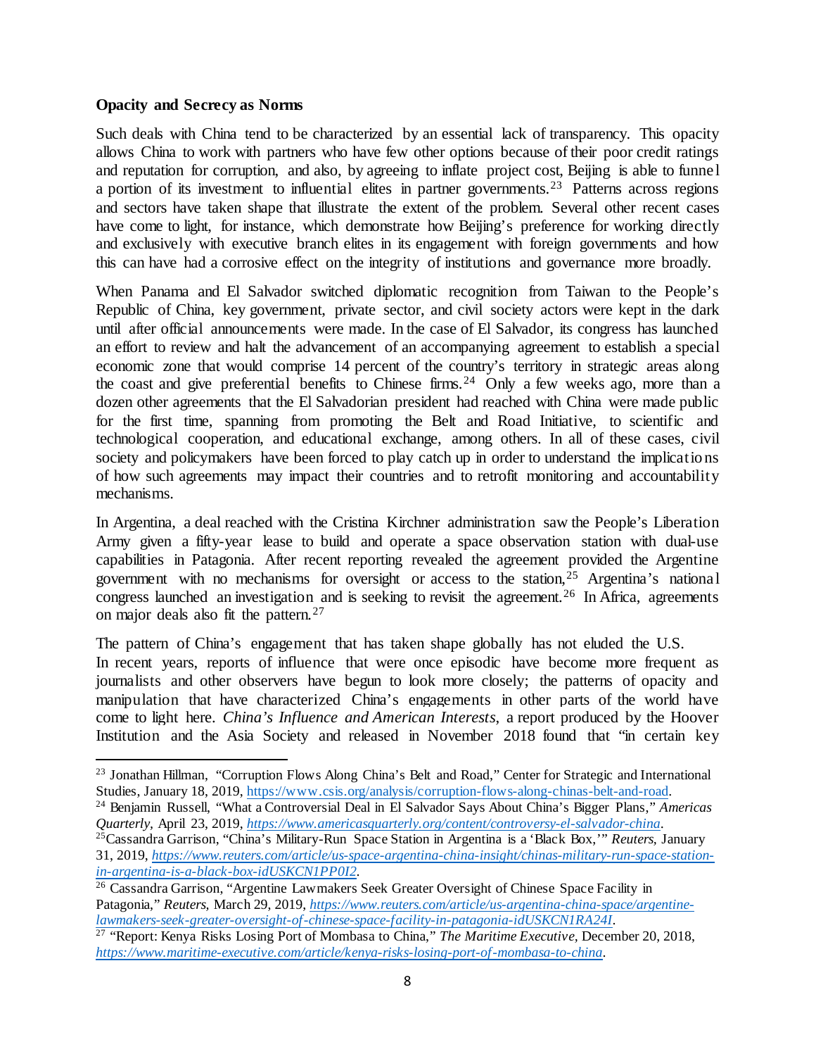**Opacity and Secrecy as Norms**

Such deals with China tend to be characterized by an essential lack of transparency. This opacity allows China to work with partners who have few other options because of their poor credit ratings and reputation for corruption, and also, by agreeing to inflate project cost, Beijing is able to funnel a portion of its investment to influential elites in partner governments.[23] Patterns across regions and sectors have taken shape that illustrate the extent of the problem. Several other recent cases have come to light, for instance, which demonstrate how Beijing's preference for working directly and exclusively with executive branch elites in its engagement with foreign governments and how this can have had a corrosive effect on the integrity of institutions and governance more broadly.

When Panama and El Salvador switched diplomatic recognition from Taiwan to the People's Republic of China, key government, private sector, and civil society actors were kept in the dark until after official announcements were made. In the case of El Salvador, its congress has launched an effort to review and halt the advancement of an accompanying agreement to establish a special economic zone that would comprise 14 percent of the country's territory in strategic areas along the coast and give preferential benefits to Chinese firms.[24] Only a few weeks ago, more than a dozen other agreements that the El Salvadorian president had reached with China were made public for the first time, spanning from promoting the Belt and Road Initiative, to scientific and technological cooperation, and educational exchange, among others. In all of these cases, civil society and policymakers have been forced to play catch up in order to understand the implications of how such agreements may impact their countries and to retrofit monitoring and accountability mechanisms.

In Argentina, a deal reached with the Cristina Kirchner administration saw the People's Liberation Army given a fifty-year lease to build and operate a space observation station with dual-use capabilities in Patagonia. After recent reporting revealed the agreement provided the Argentine government with no mechanisms for oversight or access to the station,[25] Argentina's national congress launched an investigation and is seeking to revisit the agreement.[26] In Africa, agreements on major deals also fit the pattern.[27]

The pattern of China's engagement that has taken shape globally has not eluded the U.S. In recent years, reports of influence that were once episodic have become more frequent as journalists and other observers have begun to look more closely; the patterns of opacity and manipulation that have characterized China's engagements in other parts of the world have come to light here. *China's Influence and American Interests*, a report produced by the Hoover Institution and the Asia Society and released in November 2018 found that "in certain key

---

[23] Jonathan Hillman, "Corruption Flows Along China's Belt and Road," Center for Strategic and International Studies, January 18, 2019, https://www.csis.org/analysis/corruption-flows-along-chinas-belt-and-road.

[24] Benjamin Russell, "What a Controversial Deal in El Salvador Says About China's Bigger Plans," *Americas Quarterly*, April 23, 2019, *https://www.americasquarterly.org/content/controversy-el-salvador-china*.

[25] Cassandra Garrison, "China's Military-Run Space Station in Argentina is a 'Black Box,'" *Reuters*, January 31, 2019, *https://www.reuters.com/article/us-space-argentina-china-insight/chinas-military-run-space-station-in-argentina-is-a-black-box-idUSKCN1PP0I2*.

[26] Cassandra Garrison, "Argentine Lawmakers Seek Greater Oversight of Chinese Space Facility in Patagonia," *Reuters*, March 29, 2019, *https://www.reuters.com/article/us-argentina-china-space/argentine-lawmakers-seek-greater-oversight-of-chinese-space-facility-in-patagonia-idUSKCN1RA24I*.

[27] "Report: Kenya Risks Losing Port of Mombasa to China," *The Maritime Executive*, December 20, 2018, *https://www.maritime-executive.com/article/kenya-risks-losing-port-of-mombasa-to-china*.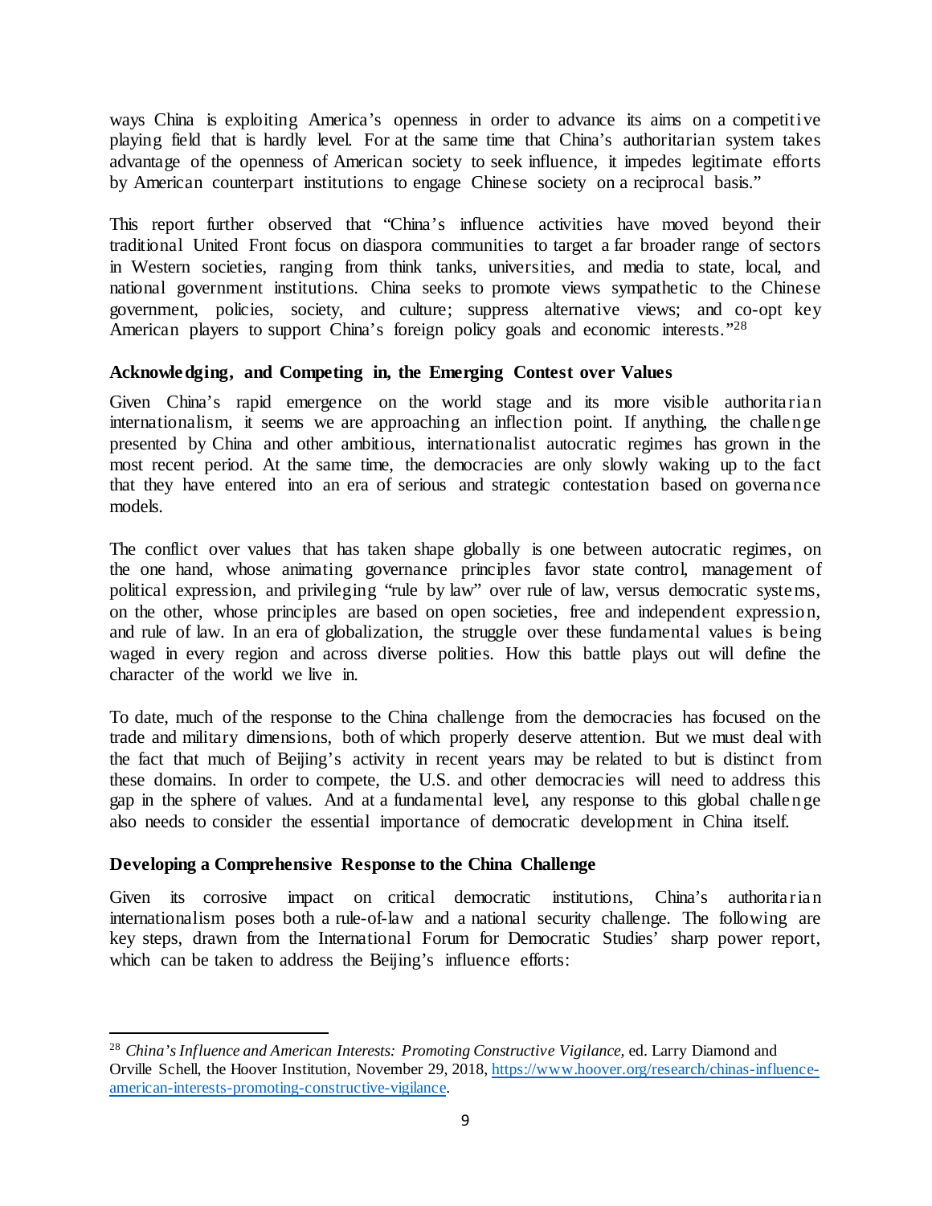ways China is exploiting America's openness in order to advance its aims on a competitive playing field that is hardly level. For at the same time that China's authoritarian system takes advantage of the openness of American society to seek influence, it impedes legitimate efforts by American counterpart institutions to engage Chinese society on a reciprocal basis."

This report further observed that "China's influence activities have moved beyond their traditional United Front focus on diaspora communities to target a far broader range of sectors in Western societies, ranging from think tanks, universities, and media to state, local, and national government institutions. China seeks to promote views sympathetic to the Chinese government, policies, society, and culture; suppress alternative views; and co-opt key American players to support China's foreign policy goals and economic interests."[28]

### Acknowledging, and Competing in, the Emerging Contest over Values

Given China's rapid emergence on the world stage and its more visible authoritarian internationalism, it seems we are approaching an inflection point. If anything, the challenge presented by China and other ambitious, internationalist autocratic regimes has grown in the most recent period. At the same time, the democracies are only slowly waking up to the fact that they have entered into an era of serious and strategic contestation based on governance models.

The conflict over values that has taken shape globally is one between autocratic regimes, on the one hand, whose animating governance principles favor state control, management of political expression, and privileging "rule by law" over rule of law, versus democratic systems, on the other, whose principles are based on open societies, free and independent expression, and rule of law. In an era of globalization, the struggle over these fundamental values is being waged in every region and across diverse polities. How this battle plays out will define the character of the world we live in.

To date, much of the response to the China challenge from the democracies has focused on the trade and military dimensions, both of which properly deserve attention. But we must deal with the fact that much of Beijing's activity in recent years may be related to but is distinct from these domains. In order to compete, the U.S. and other democracies will need to address this gap in the sphere of values. And at a fundamental level, any response to this global challenge also needs to consider the essential importance of democratic development in China itself.

### Developing a Comprehensive Response to the China Challenge

Given its corrosive impact on critical democratic institutions, China's authoritarian internationalism poses both a rule-of-law and a national security challenge. The following are key steps, drawn from the International Forum for Democratic Studies' sharp power report, which can be taken to address the Beijing's influence efforts:

---

[28] *China's Influence and American Interests: Promoting Constructive Vigilance*, ed. Larry Diamond and Orville Schell, the Hoover Institution, November 29, 2018, https://www.hoover.org/research/chinas-influence-american-interests-promoting-constructive-vigilance.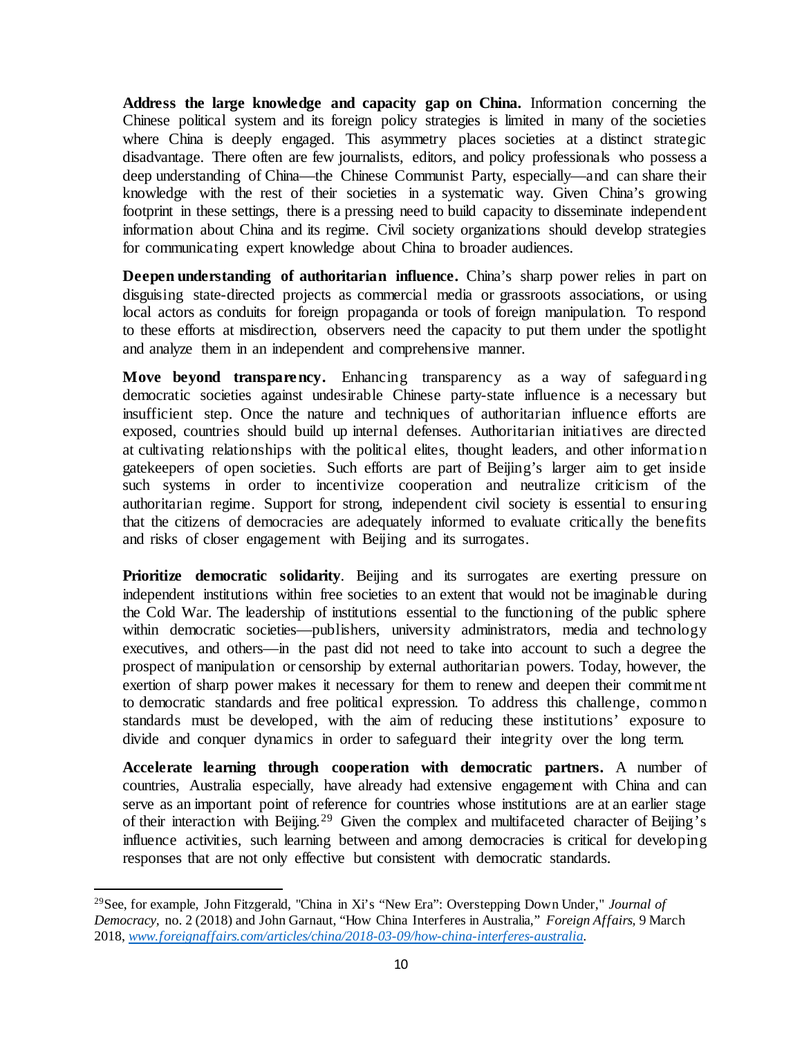**Address the large knowledge and capacity gap on China.** Information concerning the Chinese political system and its foreign policy strategies is limited in many of the societies where China is deeply engaged. This asymmetry places societies at a distinct strategic disadvantage. There often are few journalists, editors, and policy professionals who possess a deep understanding of China—the Chinese Communist Party, especially—and can share their knowledge with the rest of their societies in a systematic way. Given China's growing footprint in these settings, there is a pressing need to build capacity to disseminate independent information about China and its regime. Civil society organizations should develop strategies for communicating expert knowledge about China to broader audiences.

**Deepen understanding of authoritarian influence.** China's sharp power relies in part on disguising state-directed projects as commercial media or grassroots associations, or using local actors as conduits for foreign propaganda or tools of foreign manipulation. To respond to these efforts at misdirection, observers need the capacity to put them under the spotlight and analyze them in an independent and comprehensive manner.

**Move beyond transparency.** Enhancing transparency as a way of safeguarding democratic societies against undesirable Chinese party-state influence is a necessary but insufficient step. Once the nature and techniques of authoritarian influence efforts are exposed, countries should build up internal defenses. Authoritarian initiatives are directed at cultivating relationships with the political elites, thought leaders, and other information gatekeepers of open societies. Such efforts are part of Beijing's larger aim to get inside such systems in order to incentivize cooperation and neutralize criticism of the authoritarian regime. Support for strong, independent civil society is essential to ensuring that the citizens of democracies are adequately informed to evaluate critically the benefits and risks of closer engagement with Beijing and its surrogates.

**Prioritize democratic solidarity**. Beijing and its surrogates are exerting pressure on independent institutions within free societies to an extent that would not be imaginable during the Cold War. The leadership of institutions essential to the functioning of the public sphere within democratic societies—publishers, university administrators, media and technology executives, and others—in the past did not need to take into account to such a degree the prospect of manipulation or censorship by external authoritarian powers. Today, however, the exertion of sharp power makes it necessary for them to renew and deepen their commitment to democratic standards and free political expression. To address this challenge, common standards must be developed, with the aim of reducing these institutions' exposure to divide and conquer dynamics in order to safeguard their integrity over the long term.

**Accelerate learning through cooperation with democratic partners.** A number of countries, Australia especially, have already had extensive engagement with China and can serve as an important point of reference for countries whose institutions are at an earlier stage of their interaction with Beijing.[29] Given the complex and multifaceted character of Beijing's influence activities, such learning between and among democracies is critical for developing responses that are not only effective but consistent with democratic standards.

---

[29] See, for example, John Fitzgerald, "China in Xi's "New Era": Overstepping Down Under," *Journal of Democracy*, no. 2 (2018) and John Garnaut, "How China Interferes in Australia," *Foreign Affairs,* 9 March 2018, *www.foreignaffairs.com/articles/china/2018-03-09/how-china-interferes-australia.*